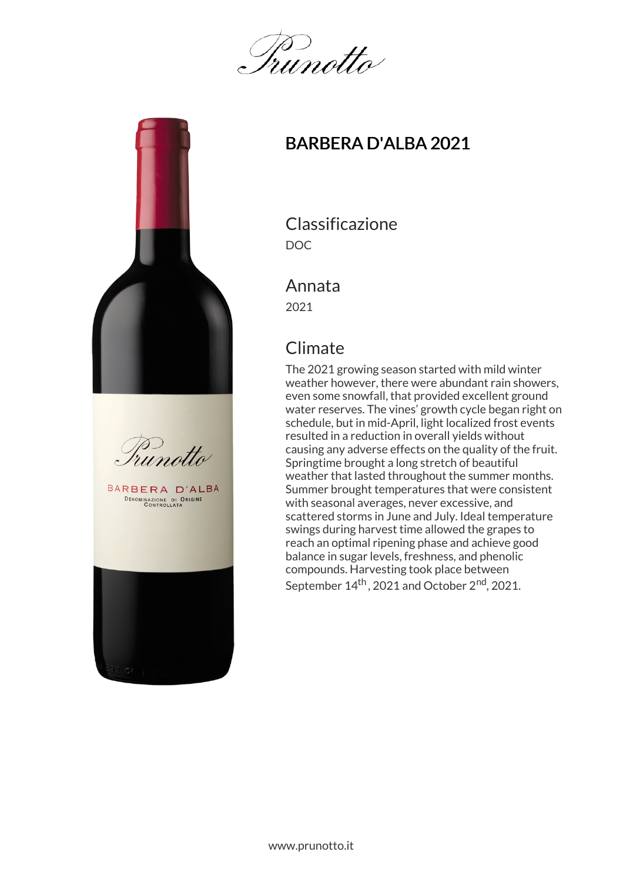# BARBERA D'ALBA 2021

## Classificazione

DOC

## Annata

2021

## Climate

The 2021 growing season started with mild winter weather however, there were abundant rain showers, even some snowfall, that provided excellent ground water reserves. The vines' growth cycle began right on schedule, but in mid-April, light localized frost events resulted in a reduction in overall yields without causing any adverse effects on the quality of the fruit. Springtime brought a long stretch of beautiful weather that lasted throughout the summer months. Summer brought temperatures that were consistent with seasonal averages, never excessive, and scattered storms in June and July. Ideal temperature swings during harvest time allowed the grapes to reach an optimal ripening phase and achieve good balance in sugar levels, freshness, and phenolic compounds. Harvesting took place between September 14th, 2021 and October 2nd, 2021.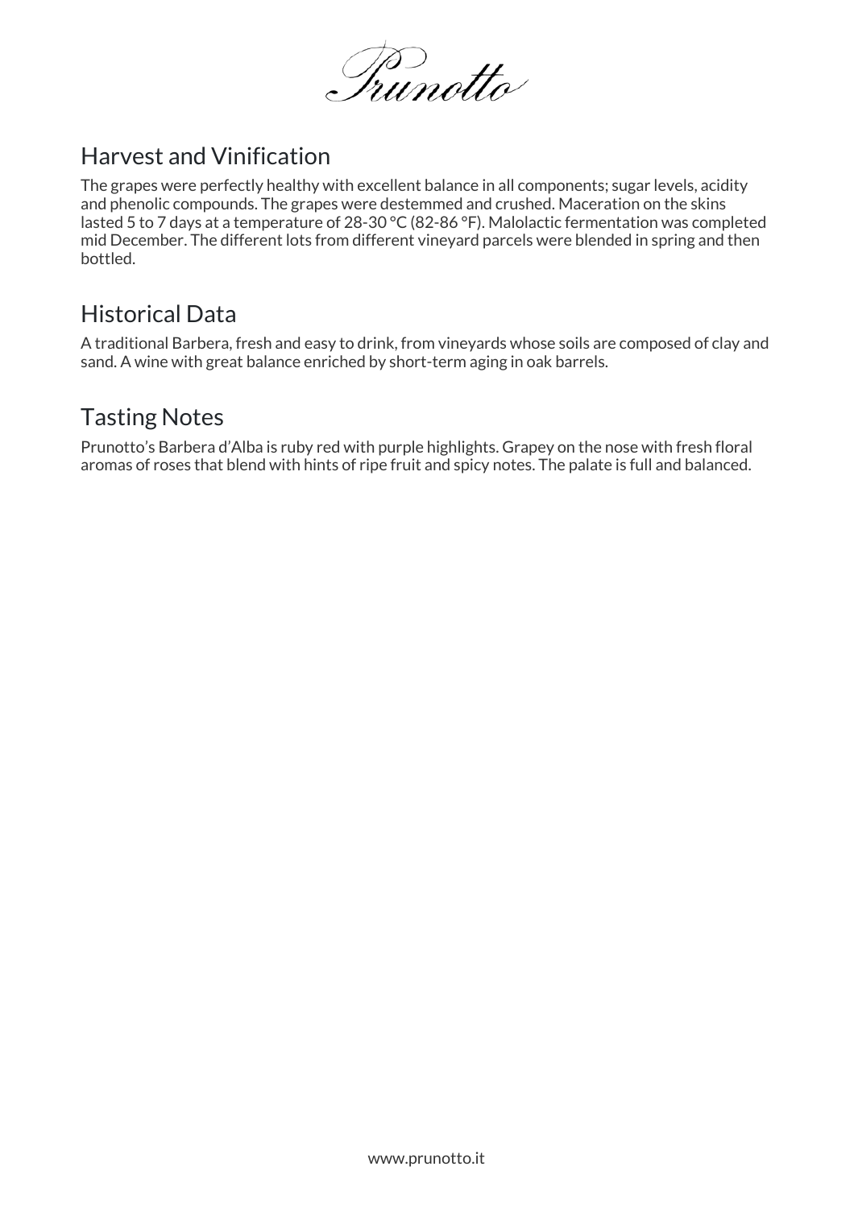## Harvest and Vinification

The grapes were perfectly healthy with excellent balance in all components; sugar levels, acidity and phenolic compounds. The grapes were destemmed and crushed. Maceration on the skins lasted 5 to 7 days at a temperature of 28-30 °C (82-86 °F). Malolactic fermentation was completed mid December. The different lots from different vineyard parcels were blended in spring and then bottled.

## Historical Data

A traditional Barbera, fresh and easy to drink, from vineyards whose soils are composed of clay and sand. A wine with great balance enriched by short-term aging in oak barrels.

## Tasting Notes

Prunotto's Barbera d'Alba is ruby red with purple highlights. Grapey on the nose with fresh floral aromas of roses that blend with hints of ripe fruit and spicy notes. The palate is full and balanced.